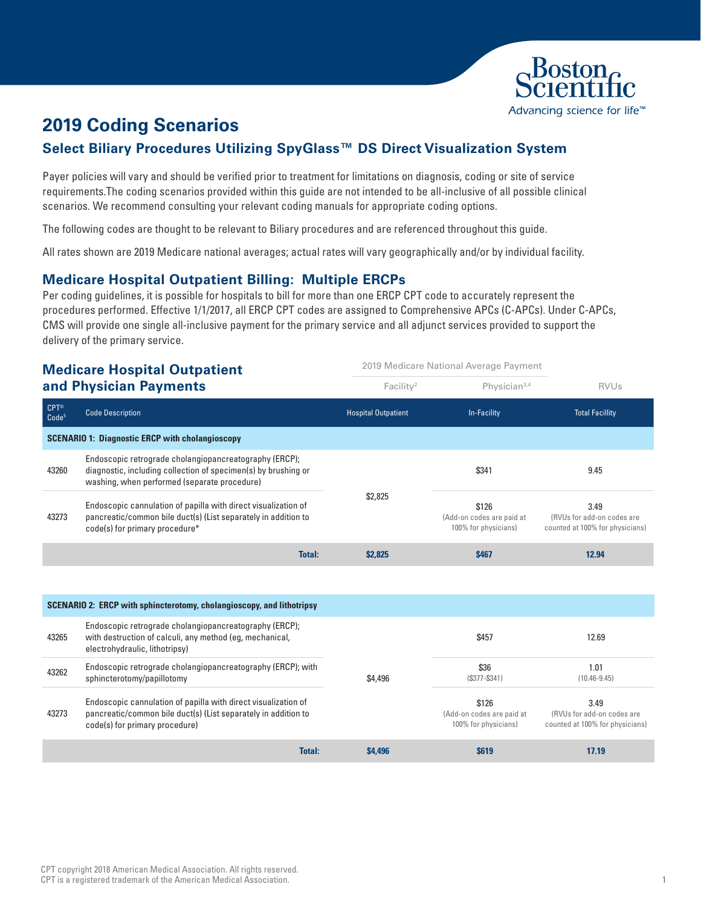# 2019 Coding Scenarios

## Select Biliary Procedures Utilizing SpyGlass™ DS Direct Visualization System

Payer policies will vary and should be verified prior to treatment for limitations on diagnosis, coding or site of service requirements.The coding scenarios provided within this guide are not intended to be all-inclusive of all possible clinical scenarios. We recommend consulting your relevant coding manuals for appropriate coding options.

The following codes are thought to be relevant to Biliary procedures and are referenced throughout this guide.

All rates shown are 2019 Medicare national averages; actual rates will vary geographically and/or by individual facility.

### Medicare Hospital Outpatient Billing: Multiple ERCPs

Per coding guidelines, it is possible for hospitals to bill for more than one ERCP CPT code to accurately represent the procedures performed. Effective 1/1/2017, all ERCP CPT codes are assigned to Comprehensive APCs (C-APCs). Under C-APCs, CMS will provide one single all-inclusive payment for the primary service and all adjunct services provided to support the delivery of the primary service.

### Medicare Hospital Outpatient and Physician Payments

| | | 2019 Medicare National Average Payment | | |
|---|---|---|---|---|
| | | Facility[2] | Physician[3,4] | RVUs |
| CPT® Code[5] | Code Description | Hospital Outpatient | In-Facility | Total Facillity |
| **SCENARIO 1: Diagnostic ERCP with cholangioscopy** | | | | |
| 43260 | Endoscopic retrograde cholangiopancreatography (ERCP); diagnostic, including collection of specimen(s) by brushing or washing, when performed (separate procedure) | $2,825 | $341 | 9.45 |
| 43273 | Endoscopic cannulation of papilla with direct visualization of pancreatic/common bile duct(s) (List separately in addition to code(s) for primary procedure* | | $126 (Add-on codes are paid at 100% for physicians) | 3.49 (RVUs for add-on codes are counted at 100% for physicians) |
| | **Total:** | **$2,825** | **$467** | **12.94** |
| **SCENARIO 2: ERCP with sphincterotomy, cholangioscopy, and lithotripsy** | | | | |
| 43265 | Endoscopic retrograde cholangiopancreatography (ERCP); with destruction of calculi, any method (eg, mechanical, electrohydraulic, lithotripsy) | $4,496 | $457 | 12.69 |
| 43262 | Endoscopic retrograde cholangiopancreatography (ERCP); with sphincterotomy/papillotomy | | $36 ($377-$341) | 1.01 (10.46-9.45) |
| 43273 | Endoscopic cannulation of papilla with direct visualization of pancreatic/common bile duct(s) (List separately in addition to code(s) for primary procedure) | | $126 (Add-on codes are paid at 100% for physicians) | 3.49 (RVUs for add-on codes are counted at 100% for physicians) |
| | **Total:** | **$4,496** | **$619** | **17.19** |

CPT copyright 2018 American Medical Association. All rights reserved.
CPT is a registered trademark of the American Medical Association.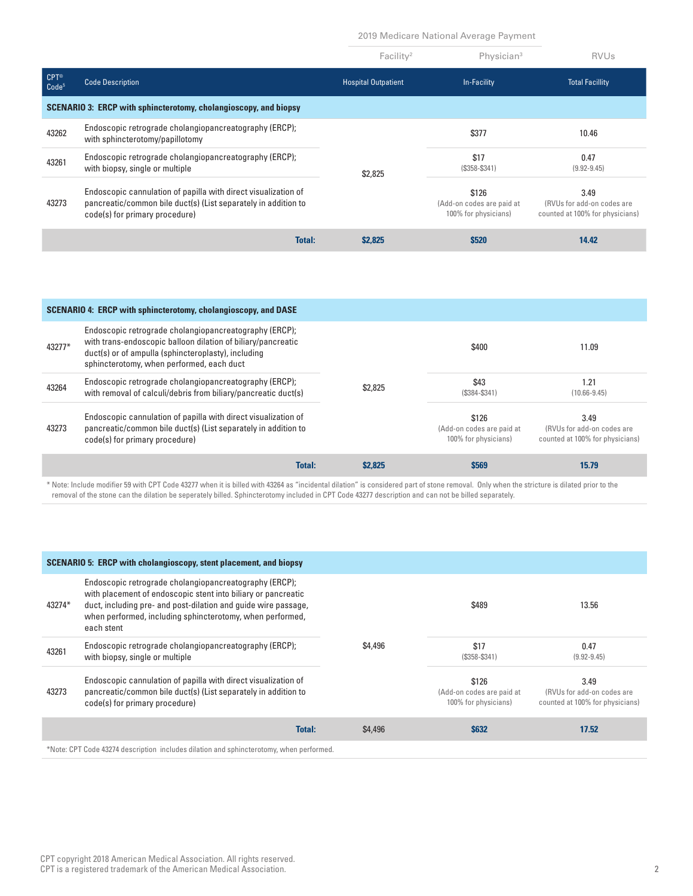| | | 2019 Medicare National Average Payment | | |
|---|---|---|---|---|
| | | Facility[2] | Physician[3] | RVUs |
| CPT® Code[5] | Code Description | Hospital Outpatient | In-Facility | Total Facillity |
| **SCENARIO 3: ERCP with sphincterotomy, cholangioscopy, and biopsy** | | | | |
| 43262 | Endoscopic retrograde cholangiopancreatography (ERCP); with sphincterotomy/papillotomy | $2,825 | $377 | 10.46 |
| 43261 | Endoscopic retrograde cholangiopancreatography (ERCP); with biopsy, single or multiple | | $17 ($358-$341) | 0.47 (9.92-9.45) |
| 43273 | Endoscopic cannulation of papilla with direct visualization of pancreatic/common bile duct(s) (List separately in addition to code(s) for primary procedure) | | $126 (Add-on codes are paid at 100% for physicians) | 3.49 (RVUs for add-on codes are counted at 100% for physicians) |
| | **Total:** | **$2,825** | **$520** | **14.42** |

| | | | | |
|---|---|---|---|---|
| **SCENARIO 4: ERCP with sphincterotomy, cholangioscopy, and DASE** | | | | |
| 43277* | Endoscopic retrograde cholangiopancreatography (ERCP); with trans-endoscopic balloon dilation of biliary/pancreatic duct(s) or of ampulla (sphincteroplasty), including sphincterotomy, when performed, each duct | $2,825 | $400 | 11.09 |
| 43264 | Endoscopic retrograde cholangiopancreatography (ERCP); with removal of calculi/debris from biliary/pancreatic duct(s) | | $43 ($384-$341) | 1.21 (10.66-9.45) |
| 43273 | Endoscopic cannulation of papilla with direct visualization of pancreatic/common bile duct(s) (List separately in addition to code(s) for primary procedure) | | $126 (Add-on codes are paid at 100% for physicians) | 3.49 (RVUs for add-on codes are counted at 100% for physicians) |
| | **Total:** | **$2,825** | **$569** | **15.79** |

* Note: Include modifier 59 with CPT Code 43277 when it is billed with 43264 as "incidental dilation" is considered part of stone removal. Only when the stricture is dilated prior to the removal of the stone can the dilation be seperately billed. Sphincterotomy included in CPT Code 43277 description and can not be billed separately.

| | | | | |
|---|---|---|---|---|
| **SCENARIO 5: ERCP with cholangioscopy, stent placement, and biopsy** | | | | |
| 43274* | Endoscopic retrograde cholangiopancreatography (ERCP); with placement of endoscopic stent into biliary or pancreatic duct, including pre- and post-dilation and guide wire passage, when performed, including sphincterotomy, when performed, each stent | $4,496 | $489 | 13.56 |
| 43261 | Endoscopic retrograde cholangiopancreatography (ERCP); with biopsy, single or multiple | | $17 ($358-$341) | 0.47 (9.92-9.45) |
| 43273 | Endoscopic cannulation of papilla with direct visualization of pancreatic/common bile duct(s) (List separately in addition to code(s) for primary procedure) | | $126 (Add-on codes are paid at 100% for physicians) | 3.49 (RVUs for add-on codes are counted at 100% for physicians) |
| | **Total:** | $4,496 | **$632** | **17.52** |

*Note: CPT Code 43274 description includes dilation and sphincterotomy, when performed.

CPT copyright 2018 American Medical Association. All rights reserved.
CPT is a registered trademark of the American Medical Association.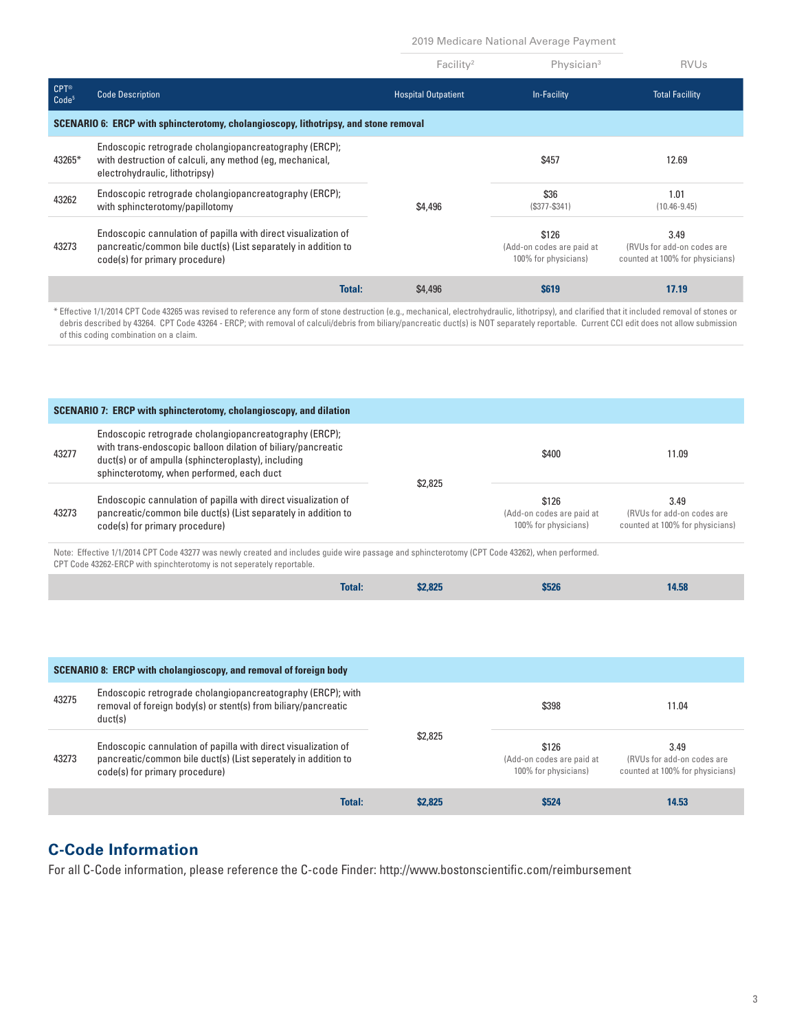| | | 2019 Medicare National Average Payment | | |
|---|---|---|---|---|
| | | Facility[2] | Physician[3] | RVUs |
| CPT® Code[5] | Code Description | Hospital Outpatient | In-Facility | Total Facillity |
| **SCENARIO 6: ERCP with sphincterotomy, cholangioscopy, lithotripsy, and stone removal** | | | | |
| 43265* | Endoscopic retrograde cholangiopancreatography (ERCP); with destruction of calculi, any method (eg, mechanical, electrohydraulic, lithotripsy) | $4,496 | $457 | 12.69 |
| 43262 | Endoscopic retrograde cholangiopancreatography (ERCP); with sphincterotomy/papillotomy | | $36 ($377-$341) | 1.01 (10.46-9.45) |
| 43273 | Endoscopic cannulation of papilla with direct visualization of pancreatic/common bile duct(s) (List separately in addition to code(s) for primary procedure) | | $126 (Add-on codes are paid at 100% for physicians) | 3.49 (RVUs for add-on codes are counted at 100% for physicians) |
| | **Total:** | $4,496 | **$619** | **17.19** |

\* Effective 1/1/2014 CPT Code 43265 was revised to reference any form of stone destruction (e.g., mechanical, electrohydraulic, lithotripsy), and clarified that it included removal of stones or debris described by 43264. CPT Code 43264 - ERCP; with removal of calculi/debris from biliary/pancreatic duct(s) is NOT separately reportable. Current CCI edit does not allow submission of this coding combination on a claim.

| CPT® Code | Code Description | Hospital Outpatient | In-Facility | Total Facillity |
|---|---|---|---|---|
| **SCENARIO 7: ERCP with sphincterotomy, cholangioscopy, and dilation** | | | | |
| 43277 | Endoscopic retrograde cholangiopancreatography (ERCP); with trans-endoscopic balloon dilation of biliary/pancreatic duct(s) or of ampulla (sphincteroplasty), including sphincterotomy, when performed, each duct | $2,825 | $400 | 11.09 |
| 43273 | Endoscopic cannulation of papilla with direct visualization of pancreatic/common bile duct(s) (List separately in addition to code(s) for primary procedure) | | $126 (Add-on codes are paid at 100% for physicians) | 3.49 (RVUs for add-on codes are counted at 100% for physicians) |
| | **Total:** | **$2,825** | **$526** | **14.58** |

Note: Effective 1/1/2014 CPT Code 43277 was newly created and includes guide wire passage and sphincterotomy (CPT Code 43262), when performed. CPT Code 43262-ERCP with spinchterotomy is not seperately reportable.

| CPT® Code | Code Description | Hospital Outpatient | In-Facility | Total Facillity |
|---|---|---|---|---|
| **SCENARIO 8: ERCP with cholangioscopy, and removal of foreign body** | | | | |
| 43275 | Endoscopic retrograde cholangiopancreatography (ERCP); with removal of foreign body(s) or stent(s) from biliary/pancreatic duct(s) | $2,825 | $398 | 11.04 |
| 43273 | Endoscopic cannulation of papilla with direct visualization of pancreatic/common bile duct(s) (List seperately in addition to code(s) for primary procedure) | | $126 (Add-on codes are paid at 100% for physicians) | 3.49 (RVUs for add-on codes are counted at 100% for physicians) |
| | **Total:** | **$2,825** | **$524** | **14.53** |

## C-Code Information

For all C-Code information, please reference the C-code Finder: http://www.bostonscientific.com/reimbursement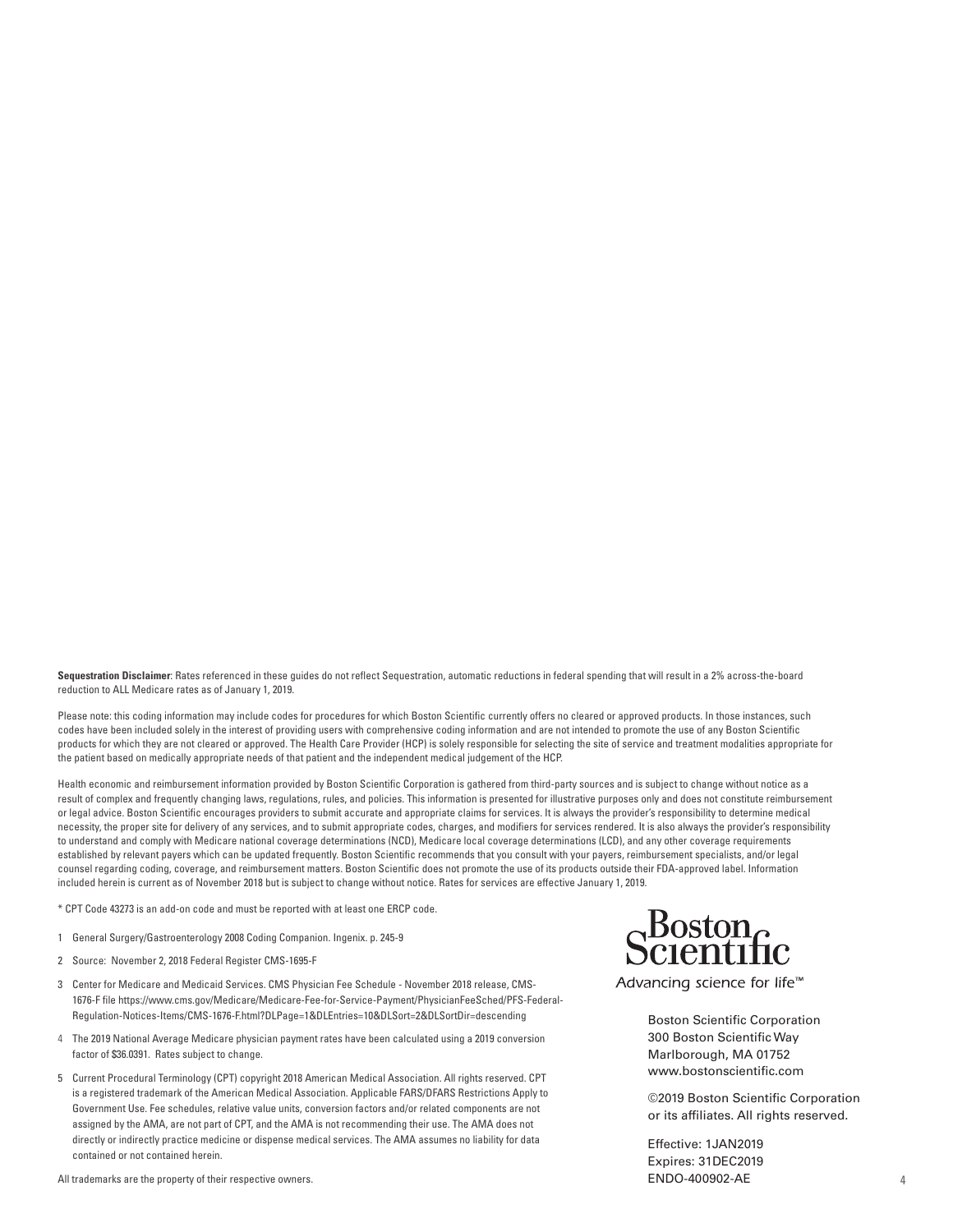**Sequestration Disclaimer**: Rates referenced in these guides do not reflect Sequestration, automatic reductions in federal spending that will result in a 2% across-the-board reduction to ALL Medicare rates as of January 1, 2019.

Please note: this coding information may include codes for procedures for which Boston Scientific currently offers no cleared or approved products. In those instances, such codes have been included solely in the interest of providing users with comprehensive coding information and are not intended to promote the use of any Boston Scientific products for which they are not cleared or approved. The Health Care Provider (HCP) is solely responsible for selecting the site of service and treatment modalities appropriate for the patient based on medically appropriate needs of that patient and the independent medical judgement of the HCP.

Health economic and reimbursement information provided by Boston Scientific Corporation is gathered from third-party sources and is subject to change without notice as a result of complex and frequently changing laws, regulations, rules, and policies. This information is presented for illustrative purposes only and does not constitute reimbursement or legal advice. Boston Scientific encourages providers to submit accurate and appropriate claims for services. It is always the provider's responsibility to determine medical necessity, the proper site for delivery of any services, and to submit appropriate codes, charges, and modifiers for services rendered. It is also always the provider's responsibility to understand and comply with Medicare national coverage determinations (NCD), Medicare local coverage determinations (LCD), and any other coverage requirements established by relevant payers which can be updated frequently. Boston Scientific recommends that you consult with your payers, reimbursement specialists, and/or legal counsel regarding coding, coverage, and reimbursement matters. Boston Scientific does not promote the use of its products outside their FDA-approved label. Information included herein is current as of November 2018 but is subject to change without notice. Rates for services are effective January 1, 2019.

* CPT Code 43273 is an add-on code and must be reported with at least one ERCP code.

1 General Surgery/Gastroenterology 2008 Coding Companion. Ingenix. p. 245-9

2 Source: November 2, 2018 Federal Register CMS-1695-F

3 Center for Medicare and Medicaid Services. CMS Physician Fee Schedule - November 2018 release, CMS-1676-F file https://www.cms.gov/Medicare/Medicare-Fee-for-Service-Payment/PhysicianFeeSched/PFS-Federal-Regulation-Notices-Items/CMS-1676-F.html?DLPage=1&DLEntries=10&DLSort=2&DLSortDir=descending

4 The 2019 National Average Medicare physician payment rates have been calculated using a 2019 conversion factor of $36.0391. Rates subject to change.

5 Current Procedural Terminology (CPT) copyright 2018 American Medical Association. All rights reserved. CPT is a registered trademark of the American Medical Association. Applicable FARS/DFARS Restrictions Apply to Government Use. Fee schedules, relative value units, conversion factors and/or related components are not assigned by the AMA, are not part of CPT, and the AMA is not recommending their use. The AMA does not directly or indirectly practice medicine or dispense medical services. The AMA assumes no liability for data contained or not contained herein.

All trademarks are the property of their respective owners.

Boston Scientific

*Advancing science for life™*

Boston Scientific Corporation
300 Boston Scientific Way
Marlborough, MA 01752
www.bostonscientific.com

©2019 Boston Scientific Corporation or its affiliates. All rights reserved.

Effective: 1JAN2019
Expires: 31DEC2019
ENDO-400902-AE